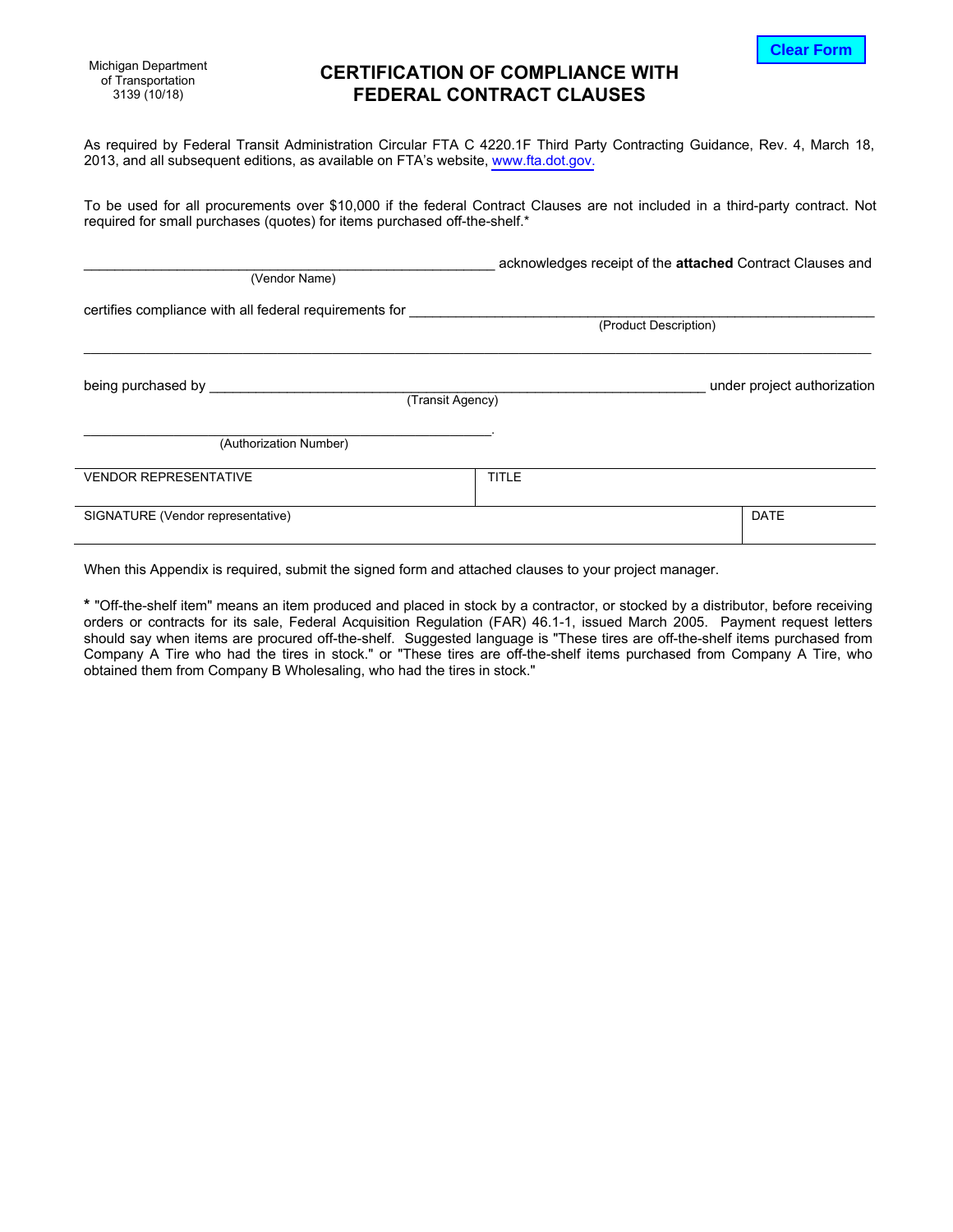Michigan Department
of Transportation
3139 (10/18)

Clear Form

# CERTIFICATION OF COMPLIANCE WITH FEDERAL CONTRACT CLAUSES

As required by Federal Transit Administration Circular FTA C 4220.1F Third Party Contracting Guidance, Rev. 4, March 18, 2013, and all subsequent editions, as available on FTA's website, www.fta.dot.gov.

To be used for all procurements over $10,000 if the federal Contract Clauses are not included in a third-party contract. Not required for small purchases (quotes) for items purchased off-the-shelf.*

_______________________________________________ acknowledges receipt of the **attached** Contract Clauses and
(Vendor Name)

certifies compliance with all federal requirements for _______________________________________________
(Product Description)

_______________________________________________________________________________

being purchased by _______________________________________________ under project authorization
(Transit Agency)

_______________________________________________.
(Authorization Number)

| VENDOR REPRESENTATIVE | TITLE | |
|---|---|---|
| SIGNATURE (Vendor representative) | | DATE |

When this Appendix is required, submit the signed form and attached clauses to your project manager.

**\*** "Off-the-shelf item" means an item produced and placed in stock by a contractor, or stocked by a distributor, before receiving orders or contracts for its sale, Federal Acquisition Regulation (FAR) 46.1-1, issued March 2005. Payment request letters should say when items are procured off-the-shelf. Suggested language is "These tires are off-the-shelf items purchased from Company A Tire who had the tires in stock." or "These tires are off-the-shelf items purchased from Company A Tire, who obtained them from Company B Wholesaling, who had the tires in stock."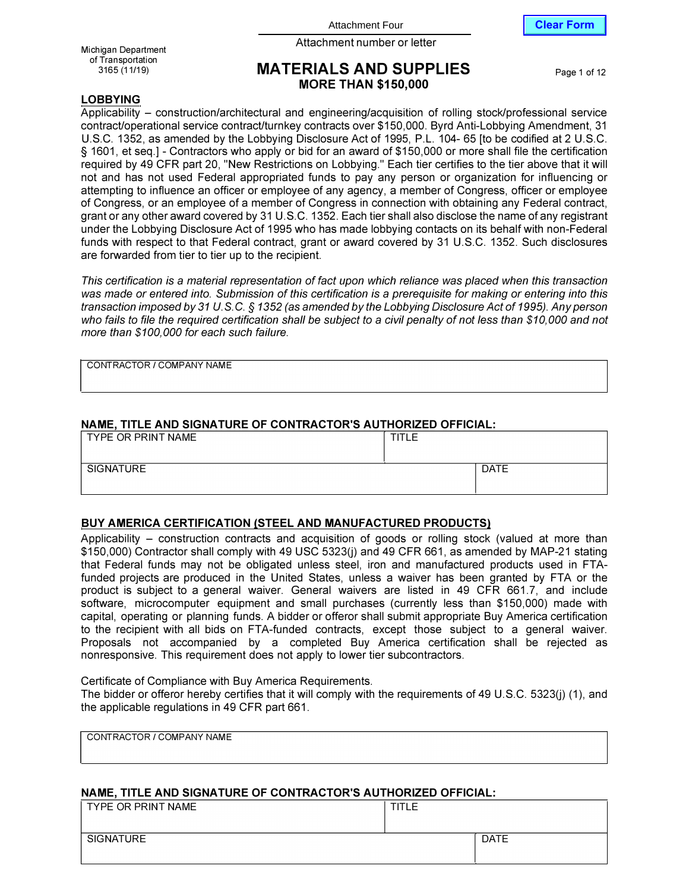Attachment Four

Attachment number or letter

Michigan Department of Transportation
3165 (11/19)

# MATERIALS AND SUPPLIES
## MORE THAN $150,000

### LOBBYING

Applicability – construction/architectural and engineering/acquisition of rolling stock/professional service contract/operational service contract/turnkey contracts over $150,000. Byrd Anti-Lobbying Amendment, 31 U.S.C. 1352, as amended by the Lobbying Disclosure Act of 1995, P.L. 104- 65 [to be codified at 2 U.S.C. § 1601, et seq.] - Contractors who apply or bid for an award of $150,000 or more shall file the certification required by 49 CFR part 20, "New Restrictions on Lobbying." Each tier certifies to the tier above that it will not and has not used Federal appropriated funds to pay any person or organization for influencing or attempting to influence an officer or employee of any agency, a member of Congress, officer or employee of Congress, or an employee of a member of Congress in connection with obtaining any Federal contract, grant or any other award covered by 31 U.S.C. 1352. Each tier shall also disclose the name of any registrant under the Lobbying Disclosure Act of 1995 who has made lobbying contacts on its behalf with non-Federal funds with respect to that Federal contract, grant or award covered by 31 U.S.C. 1352. Such disclosures are forwarded from tier to tier up to the recipient.

*This certification is a material representation of fact upon which reliance was placed when this transaction was made or entered into. Submission of this certification is a prerequisite for making or entering into this transaction imposed by 31 U.S.C. § 1352 (as amended by the Lobbying Disclosure Act of 1995). Any person who fails to file the required certification shall be subject to a civil penalty of not less than $10,000 and not more than $100,000 for each such failure.*

| CONTRACTOR / COMPANY NAME |
|---|
| |

**NAME, TITLE AND SIGNATURE OF CONTRACTOR'S AUTHORIZED OFFICIAL:**

| TYPE OR PRINT NAME | TITLE |
|---|---|
| SIGNATURE | DATE |

### BUY AMERICA CERTIFICATION (STEEL AND MANUFACTURED PRODUCTS)

Applicability – construction contracts and acquisition of goods or rolling stock (valued at more than $150,000) Contractor shall comply with 49 USC 5323(j) and 49 CFR 661, as amended by MAP-21 stating that Federal funds may not be obligated unless steel, iron and manufactured products used in FTA-funded projects are produced in the United States, unless a waiver has been granted by FTA or the product is subject to a general waiver. General waivers are listed in 49 CFR 661.7, and include software, microcomputer equipment and small purchases (currently less than $150,000) made with capital, operating or planning funds. A bidder or offeror shall submit appropriate Buy America certification to the recipient with all bids on FTA-funded contracts, except those subject to a general waiver. Proposals not accompanied by a completed Buy America certification shall be rejected as nonresponsive. This requirement does not apply to lower tier subcontractors.

Certificate of Compliance with Buy America Requirements.
The bidder or offeror hereby certifies that it will comply with the requirements of 49 U.S.C. 5323(j) (1), and the applicable regulations in 49 CFR part 661.

| CONTRACTOR / COMPANY NAME |
|---|
| |

**NAME, TITLE AND SIGNATURE OF CONTRACTOR'S AUTHORIZED OFFICIAL:**

| TYPE OR PRINT NAME | TITLE |
|---|---|
| SIGNATURE | DATE |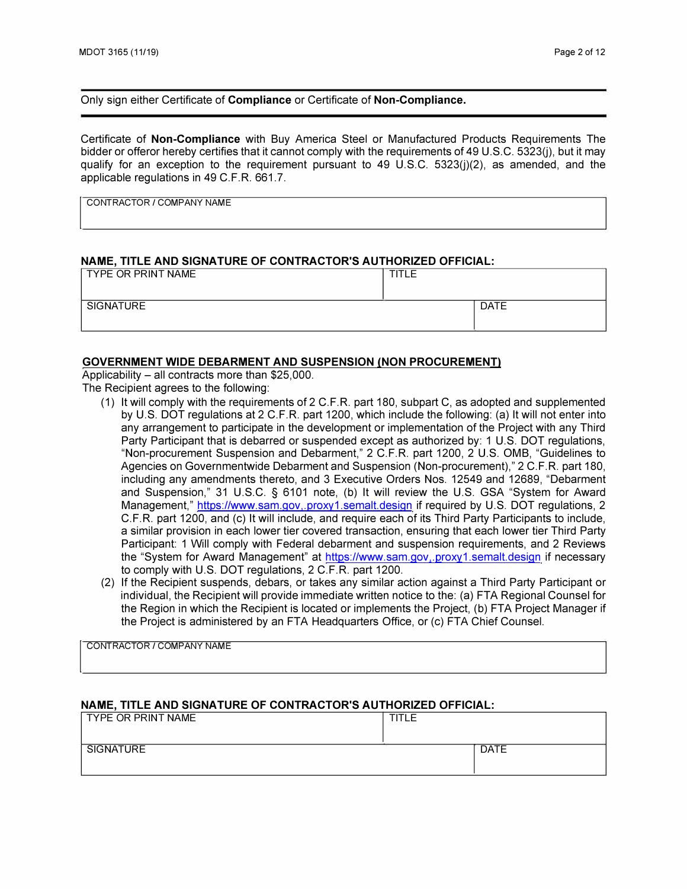Only sign either Certificate of **Compliance** or Certificate of **Non-Compliance.**

Certificate of **Non-Compliance** with Buy America Steel or Manufactured Products Requirements The bidder or offeror hereby certifies that it cannot comply with the requirements of 49 U.S.C. 5323(j), but it may qualify for an exception to the requirement pursuant to 49 U.S.C. 5323(j)(2), as amended, and the applicable regulations in 49 C.F.R. 661.7.

| CONTRACTOR / COMPANY NAME |
|---|
| |

**NAME, TITLE AND SIGNATURE OF CONTRACTOR'S AUTHORIZED OFFICIAL:**

| TYPE OR PRINT NAME | TITLE |
|---|---|
| SIGNATURE | DATE |

**GOVERNMENT WIDE DEBARMENT AND SUSPENSION (NON PROCUREMENT)**

Applicability – all contracts more than $25,000.

The Recipient agrees to the following:

(1) It will comply with the requirements of 2 C.F.R. part 180, subpart C, as adopted and supplemented by U.S. DOT regulations at 2 C.F.R. part 1200, which include the following: (a) It will not enter into any arrangement to participate in the development or implementation of the Project with any Third Party Participant that is debarred or suspended except as authorized by: 1 U.S. DOT regulations, "Non-procurement Suspension and Debarment," 2 C.F.R. part 1200, 2 U.S. OMB, "Guidelines to Agencies on Governmentwide Debarment and Suspension (Non-procurement)," 2 C.F.R. part 180, including any amendments thereto, and 3 Executive Orders Nos. 12549 and 12689, "Debarment and Suspension," 31 U.S.C. § 6101 note, (b) It will review the U.S. GSA "System for Award Management," https://www.sam.gov,.proxy1.semalt.design if required by U.S. DOT regulations, 2 C.F.R. part 1200, and (c) It will include, and require each of its Third Party Participants to include, a similar provision in each lower tier covered transaction, ensuring that each lower tier Third Party Participant: 1 Will comply with Federal debarment and suspension requirements, and 2 Reviews the "System for Award Management" at https://www.sam.gov,.proxy1.semalt.design if necessary to comply with U.S. DOT regulations, 2 C.F.R. part 1200.

(2) If the Recipient suspends, debars, or takes any similar action against a Third Party Participant or individual, the Recipient will provide immediate written notice to the: (a) FTA Regional Counsel for the Region in which the Recipient is located or implements the Project, (b) FTA Project Manager if the Project is administered by an FTA Headquarters Office, or (c) FTA Chief Counsel.

| CONTRACTOR / COMPANY NAME |
|---|
| |

**NAME, TITLE AND SIGNATURE OF CONTRACTOR'S AUTHORIZED OFFICIAL:**

| TYPE OR PRINT NAME | TITLE |
|---|---|
| SIGNATURE | DATE |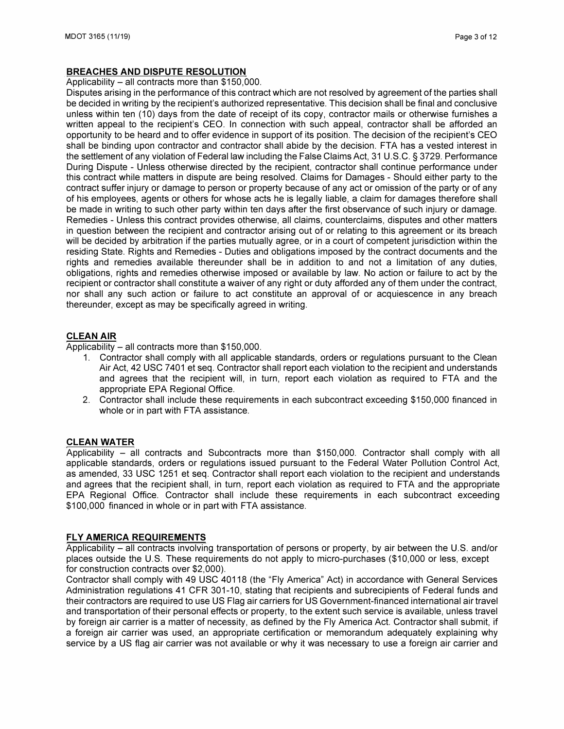## BREACHES AND DISPUTE RESOLUTION

Applicability – all contracts more than $150,000.

Disputes arising in the performance of this contract which are not resolved by agreement of the parties shall be decided in writing by the recipient's authorized representative. This decision shall be final and conclusive unless within ten (10) days from the date of receipt of its copy, contractor mails or otherwise furnishes a written appeal to the recipient's CEO. In connection with such appeal, contractor shall be afforded an opportunity to be heard and to offer evidence in support of its position. The decision of the recipient's CEO shall be binding upon contractor and contractor shall abide by the decision. FTA has a vested interest in the settlement of any violation of Federal law including the False Claims Act, 31 U.S.C. § 3729. Performance During Dispute - Unless otherwise directed by the recipient, contractor shall continue performance under this contract while matters in dispute are being resolved. Claims for Damages - Should either party to the contract suffer injury or damage to person or property because of any act or omission of the party or of any of his employees, agents or others for whose acts he is legally liable, a claim for damages therefore shall be made in writing to such other party within ten days after the first observance of such injury or damage. Remedies - Unless this contract provides otherwise, all claims, counterclaims, disputes and other matters in question between the recipient and contractor arising out of or relating to this agreement or its breach will be decided by arbitration if the parties mutually agree, or in a court of competent jurisdiction within the residing State. Rights and Remedies - Duties and obligations imposed by the contract documents and the rights and remedies available thereunder shall be in addition to and not a limitation of any duties, obligations, rights and remedies otherwise imposed or available by law. No action or failure to act by the recipient or contractor shall constitute a waiver of any right or duty afforded any of them under the contract, nor shall any such action or failure to act constitute an approval of or acquiescence in any breach thereunder, except as may be specifically agreed in writing.

## CLEAN AIR

Applicability – all contracts more than $150,000.

1. Contractor shall comply with all applicable standards, orders or regulations pursuant to the Clean Air Act, 42 USC 7401 et seq. Contractor shall report each violation to the recipient and understands and agrees that the recipient will, in turn, report each violation as required to FTA and the appropriate EPA Regional Office.
2. Contractor shall include these requirements in each subcontract exceeding $150,000 financed in whole or in part with FTA assistance.

## CLEAN WATER

Applicability – all contracts and Subcontracts more than $150,000. Contractor shall comply with all applicable standards, orders or regulations issued pursuant to the Federal Water Pollution Control Act, as amended, 33 USC 1251 et seq. Contractor shall report each violation to the recipient and understands and agrees that the recipient shall, in turn, report each violation as required to FTA and the appropriate EPA Regional Office. Contractor shall include these requirements in each subcontract exceeding $100,000 financed in whole or in part with FTA assistance.

## FLY AMERICA REQUIREMENTS

Applicability – all contracts involving transportation of persons or property, by air between the U.S. and/or places outside the U.S. These requirements do not apply to micro-purchases ($10,000 or less, except for construction contracts over $2,000).

Contractor shall comply with 49 USC 40118 (the "Fly America" Act) in accordance with General Services Administration regulations 41 CFR 301-10, stating that recipients and subrecipients of Federal funds and their contractors are required to use US Flag air carriers for US Government-financed international air travel and transportation of their personal effects or property, to the extent such service is available, unless travel by foreign air carrier is a matter of necessity, as defined by the Fly America Act. Contractor shall submit, if a foreign air carrier was used, an appropriate certification or memorandum adequately explaining why service by a US flag air carrier was not available or why it was necessary to use a foreign air carrier and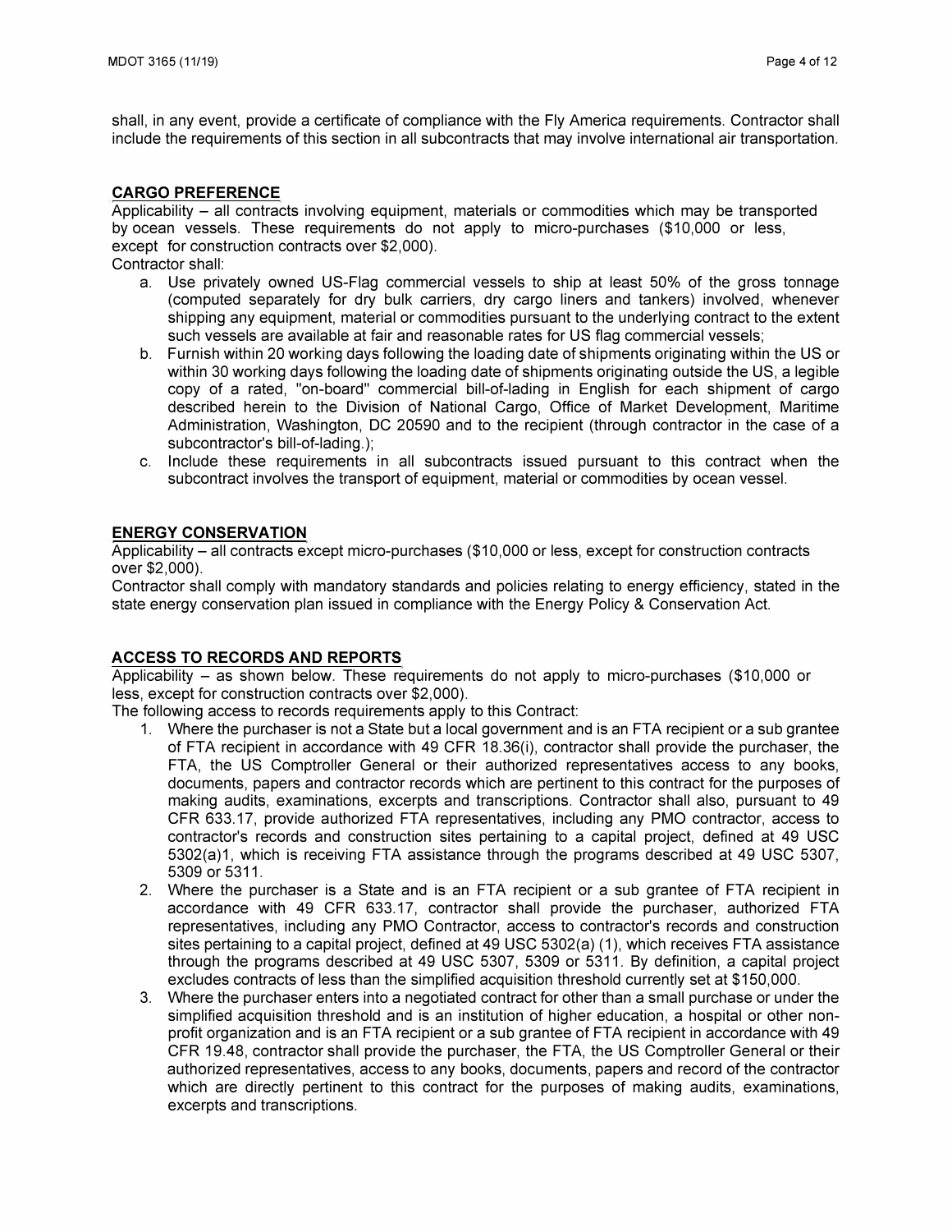shall, in any event, provide a certificate of compliance with the Fly America requirements. Contractor shall include the requirements of this section in all subcontracts that may involve international air transportation.

## CARGO PREFERENCE

Applicability – all contracts involving equipment, materials or commodities which may be transported by ocean vessels. These requirements do not apply to micro-purchases ($10,000 or less, except for construction contracts over $2,000).

Contractor shall:

a. Use privately owned US-Flag commercial vessels to ship at least 50% of the gross tonnage (computed separately for dry bulk carriers, dry cargo liners and tankers) involved, whenever shipping any equipment, material or commodities pursuant to the underlying contract to the extent such vessels are available at fair and reasonable rates for US flag commercial vessels;
b. Furnish within 20 working days following the loading date of shipments originating within the US or within 30 working days following the loading date of shipments originating outside the US, a legible copy of a rated, "on-board" commercial bill-of-lading in English for each shipment of cargo described herein to the Division of National Cargo, Office of Market Development, Maritime Administration, Washington, DC 20590 and to the recipient (through contractor in the case of a subcontractor's bill-of-lading.);
c. Include these requirements in all subcontracts issued pursuant to this contract when the subcontract involves the transport of equipment, material or commodities by ocean vessel.

## ENERGY CONSERVATION

Applicability – all contracts except micro-purchases ($10,000 or less, except for construction contracts over $2,000).

Contractor shall comply with mandatory standards and policies relating to energy efficiency, stated in the state energy conservation plan issued in compliance with the Energy Policy & Conservation Act.

## ACCESS TO RECORDS AND REPORTS

Applicability – as shown below. These requirements do not apply to micro-purchases ($10,000 or less, except for construction contracts over $2,000).

The following access to records requirements apply to this Contract:

1. Where the purchaser is not a State but a local government and is an FTA recipient or a sub grantee of FTA recipient in accordance with 49 CFR 18.36(i), contractor shall provide the purchaser, the FTA, the US Comptroller General or their authorized representatives access to any books, documents, papers and contractor records which are pertinent to this contract for the purposes of making audits, examinations, excerpts and transcriptions. Contractor shall also, pursuant to 49 CFR 633.17, provide authorized FTA representatives, including any PMO contractor, access to contractor's records and construction sites pertaining to a capital project, defined at 49 USC 5302(a)1, which is receiving FTA assistance through the programs described at 49 USC 5307, 5309 or 5311.
2. Where the purchaser is a State and is an FTA recipient or a sub grantee of FTA recipient in accordance with 49 CFR 633.17, contractor shall provide the purchaser, authorized FTA representatives, including any PMO Contractor, access to contractor's records and construction sites pertaining to a capital project, defined at 49 USC 5302(a) (1), which receives FTA assistance through the programs described at 49 USC 5307, 5309 or 5311. By definition, a capital project excludes contracts of less than the simplified acquisition threshold currently set at $150,000.
3. Where the purchaser enters into a negotiated contract for other than a small purchase or under the simplified acquisition threshold and is an institution of higher education, a hospital or other non-profit organization and is an FTA recipient or a sub grantee of FTA recipient in accordance with 49 CFR 19.48, contractor shall provide the purchaser, the FTA, the US Comptroller General or their authorized representatives, access to any books, documents, papers and record of the contractor which are directly pertinent to this contract for the purposes of making audits, examinations, excerpts and transcriptions.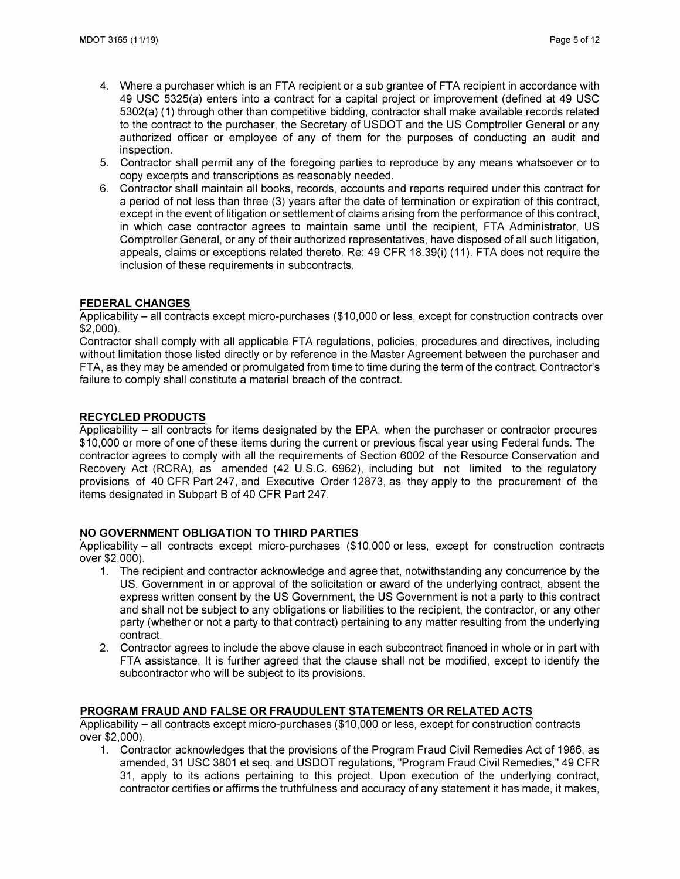4. Where a purchaser which is an FTA recipient or a sub grantee of FTA recipient in accordance with 49 USC 5325(a) enters into a contract for a capital project or improvement (defined at 49 USC 5302(a) (1) through other than competitive bidding, contractor shall make available records related to the contract to the purchaser, the Secretary of USDOT and the US Comptroller General or any authorized officer or employee of any of them for the purposes of conducting an audit and inspection.
5. Contractor shall permit any of the foregoing parties to reproduce by any means whatsoever or to copy excerpts and transcriptions as reasonably needed.
6. Contractor shall maintain all books, records, accounts and reports required under this contract for a period of not less than three (3) years after the date of termination or expiration of this contract, except in the event of litigation or settlement of claims arising from the performance of this contract, in which case contractor agrees to maintain same until the recipient, FTA Administrator, US Comptroller General, or any of their authorized representatives, have disposed of all such litigation, appeals, claims or exceptions related thereto. Re: 49 CFR 18.39(i) (11). FTA does not require the inclusion of these requirements in subcontracts.

## FEDERAL CHANGES

Applicability – all contracts except micro-purchases ($10,000 or less, except for construction contracts over $2,000).

Contractor shall comply with all applicable FTA regulations, policies, procedures and directives, including without limitation those listed directly or by reference in the Master Agreement between the purchaser and FTA, as they may be amended or promulgated from time to time during the term of the contract. Contractor's failure to comply shall constitute a material breach of the contract.

## RECYCLED PRODUCTS

Applicability – all contracts for items designated by the EPA, when the purchaser or contractor procures $10,000 or more of one of these items during the current or previous fiscal year using Federal funds. The contractor agrees to comply with all the requirements of Section 6002 of the Resource Conservation and Recovery Act (RCRA), as amended (42 U.S.C. 6962), including but not limited to the regulatory provisions of 40 CFR Part 247, and Executive Order 12873, as they apply to the procurement of the items designated in Subpart B of 40 CFR Part 247.

## NO GOVERNMENT OBLIGATION TO THIRD PARTIES

Applicability – all contracts except micro-purchases ($10,000 or less, except for construction contracts over $2,000).

1. The recipient and contractor acknowledge and agree that, notwithstanding any concurrence by the US. Government in or approval of the solicitation or award of the underlying contract, absent the express written consent by the US Government, the US Government is not a party to this contract and shall not be subject to any obligations or liabilities to the recipient, the contractor, or any other party (whether or not a party to that contract) pertaining to any matter resulting from the underlying contract.
2. Contractor agrees to include the above clause in each subcontract financed in whole or in part with FTA assistance. It is further agreed that the clause shall not be modified, except to identify the subcontractor who will be subject to its provisions.

## PROGRAM FRAUD AND FALSE OR FRAUDULENT STATEMENTS OR RELATED ACTS

Applicability – all contracts except micro-purchases ($10,000 or less, except for construction contracts over $2,000).

1. Contractor acknowledges that the provisions of the Program Fraud Civil Remedies Act of 1986, as amended, 31 USC 3801 et seq. and USDOT regulations, "Program Fraud Civil Remedies," 49 CFR 31, apply to its actions pertaining to this project. Upon execution of the underlying contract, contractor certifies or affirms the truthfulness and accuracy of any statement it has made, it makes,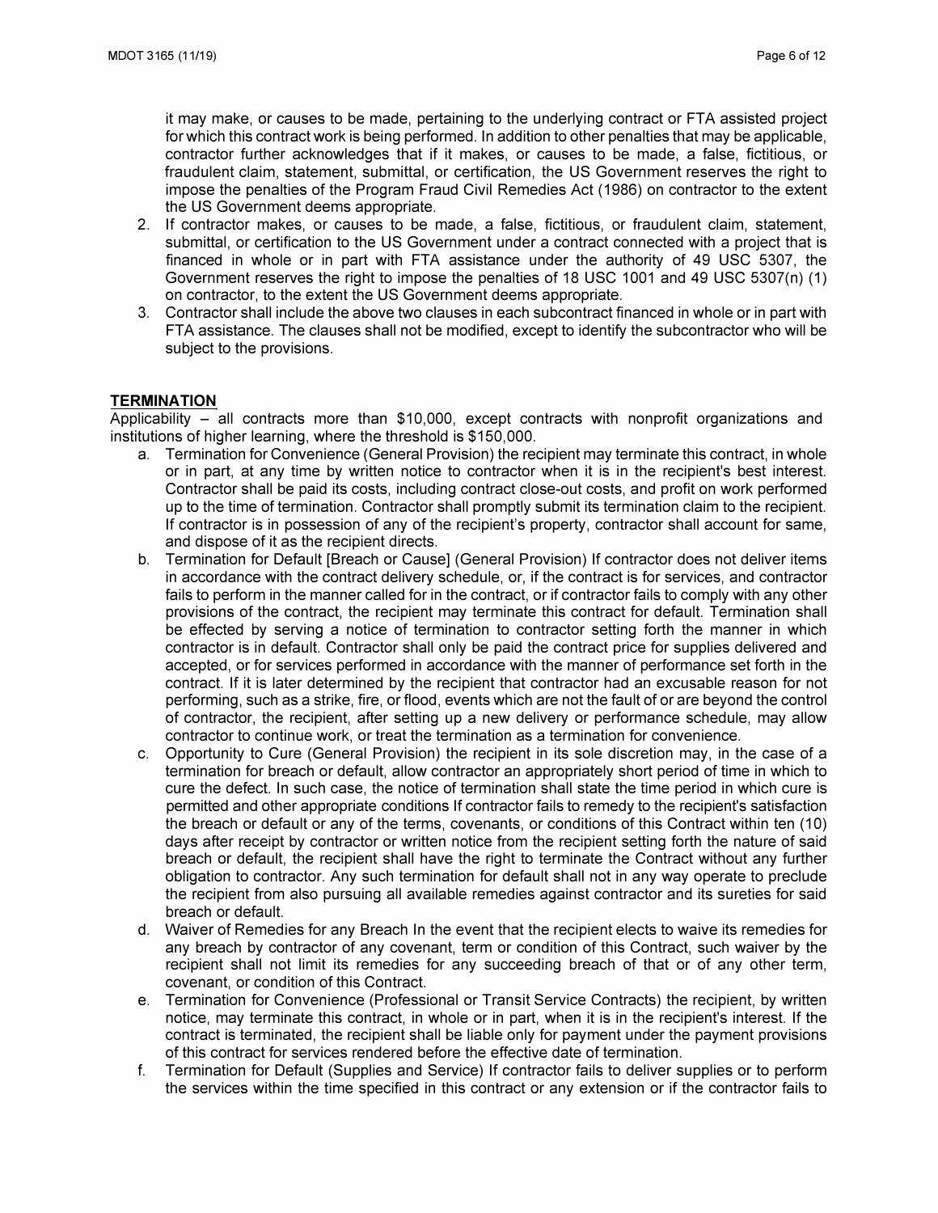it may make, or causes to be made, pertaining to the underlying contract or FTA assisted project for which this contract work is being performed. In addition to other penalties that may be applicable, contractor further acknowledges that if it makes, or causes to be made, a false, fictitious, or fraudulent claim, statement, submittal, or certification, the US Government reserves the right to impose the penalties of the Program Fraud Civil Remedies Act (1986) on contractor to the extent the US Government deems appropriate.

2. If contractor makes, or causes to be made, a false, fictitious, or fraudulent claim, statement, submittal, or certification to the US Government under a contract connected with a project that is financed in whole or in part with FTA assistance under the authority of 49 USC 5307, the Government reserves the right to impose the penalties of 18 USC 1001 and 49 USC 5307(n) (1) on contractor, to the extent the US Government deems appropriate.
3. Contractor shall include the above two clauses in each subcontract financed in whole or in part with FTA assistance. The clauses shall not be modified, except to identify the subcontractor who will be subject to the provisions.

**TERMINATION**

Applicability – all contracts more than $10,000, except contracts with nonprofit organizations and institutions of higher learning, where the threshold is $150,000.

a. Termination for Convenience (General Provision) the recipient may terminate this contract, in whole or in part, at any time by written notice to contractor when it is in the recipient's best interest. Contractor shall be paid its costs, including contract close-out costs, and profit on work performed up to the time of termination. Contractor shall promptly submit its termination claim to the recipient. If contractor is in possession of any of the recipient's property, contractor shall account for same, and dispose of it as the recipient directs.
b. Termination for Default [Breach or Cause] (General Provision) If contractor does not deliver items in accordance with the contract delivery schedule, or, if the contract is for services, and contractor fails to perform in the manner called for in the contract, or if contractor fails to comply with any other provisions of the contract, the recipient may terminate this contract for default. Termination shall be effected by serving a notice of termination to contractor setting forth the manner in which contractor is in default. Contractor shall only be paid the contract price for supplies delivered and accepted, or for services performed in accordance with the manner of performance set forth in the contract. If it is later determined by the recipient that contractor had an excusable reason for not performing, such as a strike, fire, or flood, events which are not the fault of or are beyond the control of contractor, the recipient, after setting up a new delivery or performance schedule, may allow contractor to continue work, or treat the termination as a termination for convenience.
c. Opportunity to Cure (General Provision) the recipient in its sole discretion may, in the case of a termination for breach or default, allow contractor an appropriately short period of time in which to cure the defect. In such case, the notice of termination shall state the time period in which cure is permitted and other appropriate conditions If contractor fails to remedy to the recipient's satisfaction the breach or default or any of the terms, covenants, or conditions of this Contract within ten (10) days after receipt by contractor or written notice from the recipient setting forth the nature of said breach or default, the recipient shall have the right to terminate the Contract without any further obligation to contractor. Any such termination for default shall not in any way operate to preclude the recipient from also pursuing all available remedies against contractor and its sureties for said breach or default.
d. Waiver of Remedies for any Breach In the event that the recipient elects to waive its remedies for any breach by contractor of any covenant, term or condition of this Contract, such waiver by the recipient shall not limit its remedies for any succeeding breach of that or of any other term, covenant, or condition of this Contract.
e. Termination for Convenience (Professional or Transit Service Contracts) the recipient, by written notice, may terminate this contract, in whole or in part, when it is in the recipient's interest. If the contract is terminated, the recipient shall be liable only for payment under the payment provisions of this contract for services rendered before the effective date of termination.
f. Termination for Default (Supplies and Service) If contractor fails to deliver supplies or to perform the services within the time specified in this contract or any extension or if the contractor fails to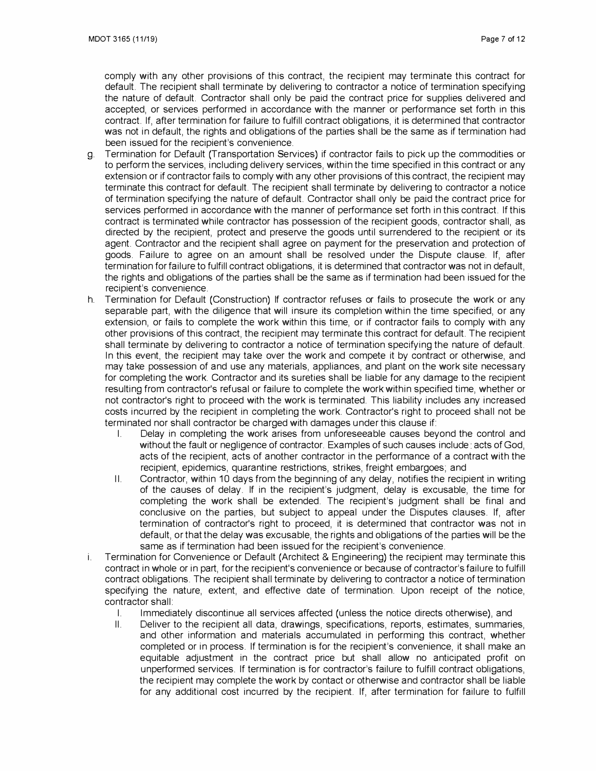comply with any other provisions of this contract, the recipient may terminate this contract for default. The recipient shall terminate by delivering to contractor a notice of termination specifying the nature of default. Contractor shall only be paid the contract price for supplies delivered and accepted, or services performed in accordance with the manner or performance set forth in this contract. If, after termination for failure to fulfill contract obligations, it is determined that contractor was not in default, the rights and obligations of the parties shall be the same as if termination had been issued for the recipient's convenience.

g. Termination for Default (Transportation Services) if contractor fails to pick up the commodities or to perform the services, including delivery services, within the time specified in this contract or any extension or if contractor fails to comply with any other provisions of this contract, the recipient may terminate this contract for default. The recipient shall terminate by delivering to contractor a notice of termination specifying the nature of default. Contractor shall only be paid the contract price for services performed in accordance with the manner of performance set forth in this contract. If this contract is terminated while contractor has possession of the recipient goods, contractor shall, as directed by the recipient, protect and preserve the goods until surrendered to the recipient or its agent. Contractor and the recipient shall agree on payment for the preservation and protection of goods. Failure to agree on an amount shall be resolved under the Dispute clause. If, after termination for failure to fulfill contract obligations, it is determined that contractor was not in default, the rights and obligations of the parties shall be the same as if termination had been issued for the recipient's convenience.

h. Termination for Default (Construction) If contractor refuses or fails to prosecute the work or any separable part, with the diligence that will insure its completion within the time specified, or any extension, or fails to complete the work within this time, or if contractor fails to comply with any other provisions of this contract, the recipient may terminate this contract for default. The recipient shall terminate by delivering to contractor a notice of termination specifying the nature of default. In this event, the recipient may take over the work and compete it by contract or otherwise, and may take possession of and use any materials, appliances, and plant on the work site necessary for completing the work. Contractor and its sureties shall be liable for any damage to the recipient resulting from contractor's refusal or failure to complete the work within specified time, whether or not contractor's right to proceed with the work is terminated. This liability includes any increased costs incurred by the recipient in completing the work. Contractor's right to proceed shall not be terminated nor shall contractor be charged with damages under this clause if:

   I. Delay in completing the work arises from unforeseeable causes beyond the control and without the fault or negligence of contractor. Examples of such causes include: acts of God, acts of the recipient, acts of another contractor in the performance of a contract with the recipient, epidemics, quarantine restrictions, strikes, freight embargoes; and

   II. Contractor, within 10 days from the beginning of any delay, notifies the recipient in writing of the causes of delay. If in the recipient's judgment, delay is excusable, the time for completing the work shall be extended. The recipient's judgment shall be final and conclusive on the parties, but subject to appeal under the Disputes clauses. If, after termination of contractor's right to proceed, it is determined that contractor was not in default, or that the delay was excusable, the rights and obligations of the parties will be the same as if termination had been issued for the recipient's convenience.

i. Termination for Convenience or Default (Architect & Engineering) the recipient may terminate this contract in whole or in part, for the recipient's convenience or because of contractor's failure to fulfill contract obligations. The recipient shall terminate by delivering to contractor a notice of termination specifying the nature, extent, and effective date of termination. Upon receipt of the notice, contractor shall:

   I. Immediately discontinue all services affected (unless the notice directs otherwise), and

   II. Deliver to the recipient all data, drawings, specifications, reports, estimates, summaries, and other information and materials accumulated in performing this contract, whether completed or in process. If termination is for the recipient's convenience, it shall make an equitable adjustment in the contract price but shall allow no anticipated profit on unperformed services. If termination is for contractor's failure to fulfill contract obligations, the recipient may complete the work by contact or otherwise and contractor shall be liable for any additional cost incurred by the recipient. If, after termination for failure to fulfill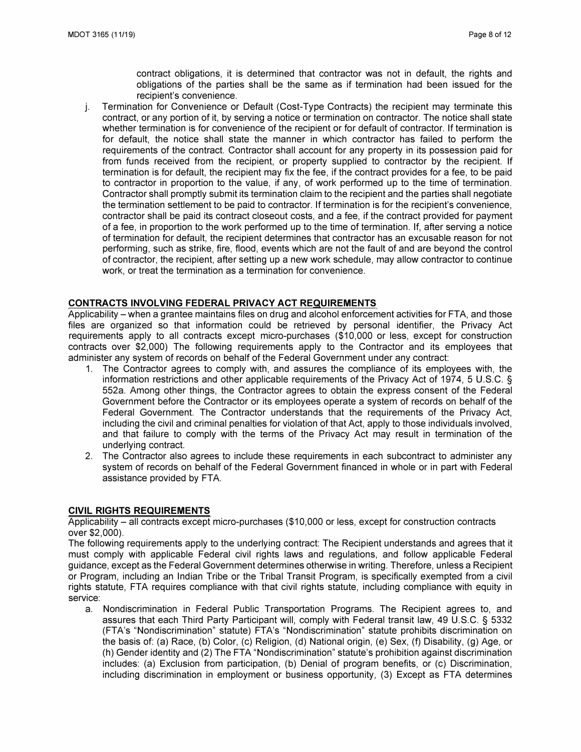contract obligations, it is determined that contractor was not in default, the rights and obligations of the parties shall be the same as if termination had been issued for the recipient's convenience.

j. Termination for Convenience or Default (Cost-Type Contracts) the recipient may terminate this contract, or any portion of it, by serving a notice or termination on contractor. The notice shall state whether termination is for convenience of the recipient or for default of contractor. If termination is for default, the notice shall state the manner in which contractor has failed to perform the requirements of the contract. Contractor shall account for any property in its possession paid for from funds received from the recipient, or property supplied to contractor by the recipient. If termination is for default, the recipient may fix the fee, if the contract provides for a fee, to be paid to contractor in proportion to the value, if any, of work performed up to the time of termination. Contractor shall promptly submit its termination claim to the recipient and the parties shall negotiate the termination settlement to be paid to contractor. If termination is for the recipient's convenience, contractor shall be paid its contract closeout costs, and a fee, if the contract provided for payment of a fee, in proportion to the work performed up to the time of termination. If, after serving a notice of termination for default, the recipient determines that contractor has an excusable reason for not performing, such as strike, fire, flood, events which are not the fault of and are beyond the control of contractor, the recipient, after setting up a new work schedule, may allow contractor to continue work, or treat the termination as a termination for convenience.

## CONTRACTS INVOLVING FEDERAL PRIVACY ACT REQUIREMENTS

Applicability – when a grantee maintains files on drug and alcohol enforcement activities for FTA, and those files are organized so that information could be retrieved by personal identifier, the Privacy Act requirements apply to all contracts except micro-purchases ($10,000 or less, except for construction contracts over $2,000) The following requirements apply to the Contractor and its employees that administer any system of records on behalf of the Federal Government under any contract:

1. The Contractor agrees to comply with, and assures the compliance of its employees with, the information restrictions and other applicable requirements of the Privacy Act of 1974, 5 U.S.C. § 552a. Among other things, the Contractor agrees to obtain the express consent of the Federal Government before the Contractor or its employees operate a system of records on behalf of the Federal Government. The Contractor understands that the requirements of the Privacy Act, including the civil and criminal penalties for violation of that Act, apply to those individuals involved, and that failure to comply with the terms of the Privacy Act may result in termination of the underlying contract.
2. The Contractor also agrees to include these requirements in each subcontract to administer any system of records on behalf of the Federal Government financed in whole or in part with Federal assistance provided by FTA.

## CIVIL RIGHTS REQUIREMENTS

Applicability – all contracts except micro-purchases ($10,000 or less, except for construction contracts over $2,000).

The following requirements apply to the underlying contract: The Recipient understands and agrees that it must comply with applicable Federal civil rights laws and regulations, and follow applicable Federal guidance, except as the Federal Government determines otherwise in writing. Therefore, unless a Recipient or Program, including an Indian Tribe or the Tribal Transit Program, is specifically exempted from a civil rights statute, FTA requires compliance with that civil rights statute, including compliance with equity in service:

a. Nondiscrimination in Federal Public Transportation Programs. The Recipient agrees to, and assures that each Third Party Participant will, comply with Federal transit law, 49 U.S.C. § 5332 (FTA's "Nondiscrimination" statute) FTA's "Nondiscrimination" statute prohibits discrimination on the basis of: (a) Race, (b) Color, (c) Religion, (d) National origin, (e) Sex, (f) Disability, (g) Age, or (h) Gender identity and (2) The FTA "Nondiscrimination" statute's prohibition against discrimination includes: (a) Exclusion from participation, (b) Denial of program benefits, or (c) Discrimination, including discrimination in employment or business opportunity, (3) Except as FTA determines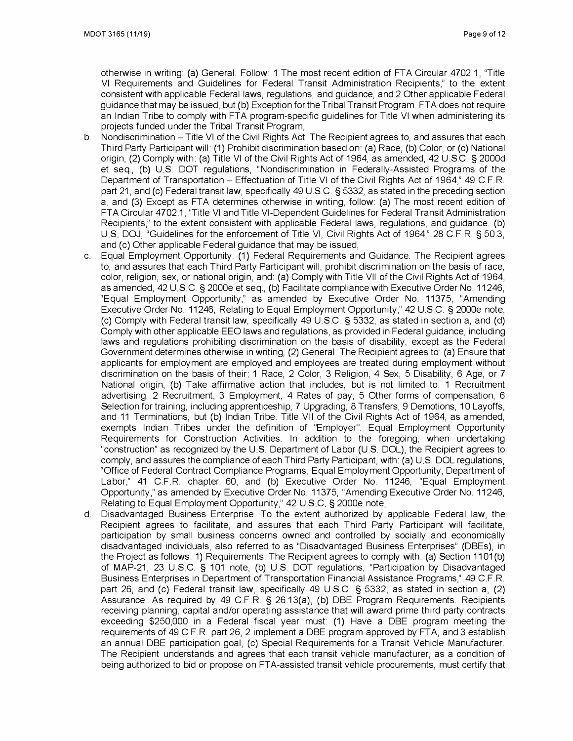otherwise in writing: (a) General. Follow: 1 The most recent edition of FTA Circular 4702.1, "Title VI Requirements and Guidelines for Federal Transit Administration Recipients," to the extent consistent with applicable Federal laws, regulations, and guidance, and 2 Other applicable Federal guidance that may be issued, but (b) Exception for the Tribal Transit Program. FTA does not require an Indian Tribe to comply with FTA program-specific guidelines for Title VI when administering its projects funded under the Tribal Transit Program,

b. Nondiscrimination – Title VI of the Civil Rights Act. The Recipient agrees to, and assures that each Third Party Participant will: (1) Prohibit discrimination based on: (a) Race, (b) Color, or (c) National origin, (2) Comply with: (a) Title VI of the Civil Rights Act of 1964, as amended, 42 U.S.C. § 2000d et seq., (b) U.S. DOT regulations, "Nondiscrimination in Federally-Assisted Programs of the Department of Transportation – Effectuation of Title VI of the Civil Rights Act of 1964," 49 C.F.R. part 21, and (c) Federal transit law, specifically 49 U.S.C. § 5332, as stated in the preceding section a, and (3) Except as FTA determines otherwise in writing, follow: (a) The most recent edition of FTA Circular 4702.1, "Title VI and Title VI-Dependent Guidelines for Federal Transit Administration Recipients," to the extent consistent with applicable Federal laws, regulations, and guidance. (b) U.S. DOJ, "Guidelines for the enforcement of Title VI, Civil Rights Act of 1964," 28 C.F.R. § 50.3, and (c) Other applicable Federal guidance that may be issued,

c. Equal Employment Opportunity. (1) Federal Requirements and Guidance. The Recipient agrees to, and assures that each Third Party Participant will, prohibit discrimination on the basis of race, color, religion, sex, or national origin, and: (a) Comply with Title VII of the Civil Rights Act of 1964, as amended, 42 U.S.C. § 2000e et seq., (b) Facilitate compliance with Executive Order No. 11246, "Equal Employment Opportunity," as amended by Executive Order No. 11375, "Amending Executive Order No. 11246, Relating to Equal Employment Opportunity," 42 U.S.C. § 2000e note, (c) Comply with Federal transit law, specifically 49 U.S.C. § 5332, as stated in section a, and (d) Comply with other applicable EEO laws and regulations, as provided in Federal guidance, including laws and regulations prohibiting discrimination on the basis of disability, except as the Federal Government determines otherwise in writing, (2) General. The Recipient agrees to: (a) Ensure that applicants for employment are employed and employees are treated during employment without discrimination on the basis of their: 1 Race, 2 Color, 3 Religion, 4 Sex, 5 Disability, 6 Age, or 7 National origin, (b) Take affirmative action that includes, but is not limited to: 1 Recruitment advertising, 2 Recruitment, 3 Employment, 4 Rates of pay, 5 Other forms of compensation, 6 Selection for training, including apprenticeship, 7 Upgrading, 8 Transfers, 9 Demotions, 10 Layoffs, and 11 Terminations, but (b) Indian Tribe. Title VII of the Civil Rights Act of 1964, as amended, exempts Indian Tribes under the definition of "Employer". Equal Employment Opportunity Requirements for Construction Activities. In addition to the foregoing, when undertaking "construction" as recognized by the U.S. Department of Labor (U.S. DOL), the Recipient agrees to comply, and assures the compliance of each Third Party Participant, with: (a) U.S. DOL regulations, "Office of Federal Contract Compliance Programs, Equal Employment Opportunity, Department of Labor," 41 C.F.R. chapter 60, and (b) Executive Order No. 11246, "Equal Employment Opportunity," as amended by Executive Order No. 11375, "Amending Executive Order No. 11246, Relating to Equal Employment Opportunity," 42 U.S.C. § 2000e note,

d. Disadvantaged Business Enterprise. To the extent authorized by applicable Federal law, the Recipient agrees to facilitate, and assures that each Third Party Participant will facilitate, participation by small business concerns owned and controlled by socially and economically disadvantaged individuals, also referred to as "Disadvantaged Business Enterprises" (DBEs), in the Project as follows: 1) Requirements. The Recipient agrees to comply with: (a) Section 1101(b) of MAP-21, 23 U.S.C. § 101 note, (b) U.S. DOT regulations, "Participation by Disadvantaged Business Enterprises in Department of Transportation Financial Assistance Programs," 49 C.F.R. part 26, and (c) Federal transit law, specifically 49 U.S.C. § 5332, as stated in section a, (2) Assurance. As required by 49 C.F.R. § 26.13(a), (b) DBE Program Requirements. Recipients receiving planning, capital and/or operating assistance that will award prime third party contracts exceeding $250,000 in a Federal fiscal year must: (1) Have a DBE program meeting the requirements of 49 C.F.R. part 26, 2 implement a DBE program approved by FTA, and 3 establish an annual DBE participation goal, (c) Special Requirements for a Transit Vehicle Manufacturer. The Recipient understands and agrees that each transit vehicle manufacturer, as a condition of being authorized to bid or propose on FTA-assisted transit vehicle procurements, must certify that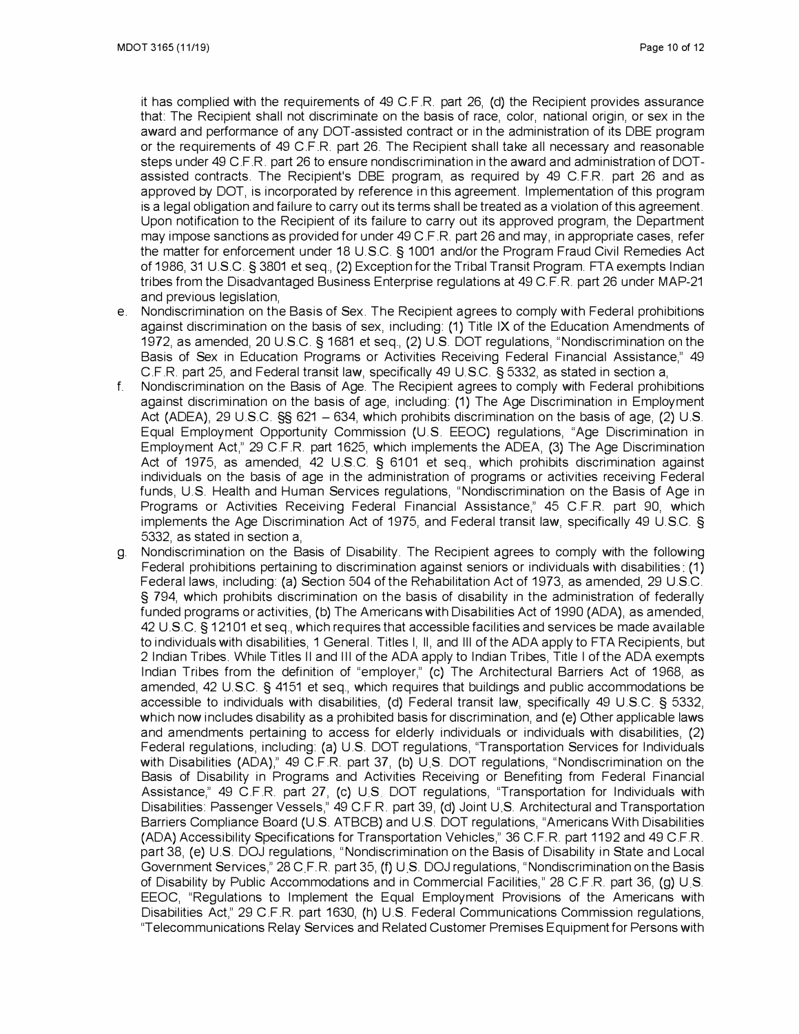it has complied with the requirements of 49 C.F.R. part 26, (d) the Recipient provides assurance that: The Recipient shall not discriminate on the basis of race, color, national origin, or sex in the award and performance of any DOT-assisted contract or in the administration of its DBE program or the requirements of 49 C.F.R. part 26. The Recipient shall take all necessary and reasonable steps under 49 C.F.R. part 26 to ensure nondiscrimination in the award and administration of DOT-assisted contracts. The Recipient's DBE program, as required by 49 C.F.R. part 26 and as approved by DOT, is incorporated by reference in this agreement. Implementation of this program is a legal obligation and failure to carry out its terms shall be treated as a violation of this agreement. Upon notification to the Recipient of its failure to carry out its approved program, the Department may impose sanctions as provided for under 49 C.F.R. part 26 and may, in appropriate cases, refer the matter for enforcement under 18 U.S.C. § 1001 and/or the Program Fraud Civil Remedies Act of 1986, 31 U.S.C. § 3801 et seq., (2) Exception for the Tribal Transit Program. FTA exempts Indian tribes from the Disadvantaged Business Enterprise regulations at 49 C.F.R. part 26 under MAP-21 and previous legislation,

e. Nondiscrimination on the Basis of Sex. The Recipient agrees to comply with Federal prohibitions against discrimination on the basis of sex, including: (1) Title IX of the Education Amendments of 1972, as amended, 20 U.S.C. § 1681 et seq., (2) U.S. DOT regulations, "Nondiscrimination on the Basis of Sex in Education Programs or Activities Receiving Federal Financial Assistance," 49 C.F.R. part 25, and Federal transit law, specifically 49 U.S.C. § 5332, as stated in section a,
f. Nondiscrimination on the Basis of Age. The Recipient agrees to comply with Federal prohibitions against discrimination on the basis of age, including: (1) The Age Discrimination in Employment Act (ADEA), 29 U.S.C. §§ 621 – 634, which prohibits discrimination on the basis of age, (2) U.S. Equal Employment Opportunity Commission (U.S. EEOC) regulations, "Age Discrimination in Employment Act," 29 C.F.R. part 1625, which implements the ADEA, (3) The Age Discrimination Act of 1975, as amended, 42 U.S.C. § 6101 et seq., which prohibits discrimination against individuals on the basis of age in the administration of programs or activities receiving Federal funds, U.S. Health and Human Services regulations, "Nondiscrimination on the Basis of Age in Programs or Activities Receiving Federal Financial Assistance," 45 C.F.R. part 90, which implements the Age Discrimination Act of 1975, and Federal transit law, specifically 49 U.S.C. § 5332, as stated in section a,
g. Nondiscrimination on the Basis of Disability. The Recipient agrees to comply with the following Federal prohibitions pertaining to discrimination against seniors or individuals with disabilities: (1) Federal laws, including: (a) Section 504 of the Rehabilitation Act of 1973, as amended, 29 U.S.C. § 794, which prohibits discrimination on the basis of disability in the administration of federally funded programs or activities, (b) The Americans with Disabilities Act of 1990 (ADA), as amended, 42 U.S.C. § 12101 et seq., which requires that accessible facilities and services be made available to individuals with disabilities, 1 General. Titles I, II, and III of the ADA apply to FTA Recipients, but 2 Indian Tribes. While Titles II and III of the ADA apply to Indian Tribes, Title I of the ADA exempts Indian Tribes from the definition of "employer," (c) The Architectural Barriers Act of 1968, as amended, 42 U.S.C. § 4151 et seq., which requires that buildings and public accommodations be accessible to individuals with disabilities, (d) Federal transit law, specifically 49 U.S.C. § 5332, which now includes disability as a prohibited basis for discrimination, and (e) Other applicable laws and amendments pertaining to access for elderly individuals or individuals with disabilities, (2) Federal regulations, including: (a) U.S. DOT regulations, "Transportation Services for Individuals with Disabilities (ADA)," 49 C.F.R. part 37, (b) U.S. DOT regulations, "Nondiscrimination on the Basis of Disability in Programs and Activities Receiving or Benefiting from Federal Financial Assistance," 49 C.F.R. part 27, (c) U.S. DOT regulations, "Transportation for Individuals with Disabilities: Passenger Vessels," 49 C.F.R. part 39, (d) Joint U.S. Architectural and Transportation Barriers Compliance Board (U.S. ATBCB) and U.S. DOT regulations, "Americans With Disabilities (ADA) Accessibility Specifications for Transportation Vehicles," 36 C.F.R. part 1192 and 49 C.F.R. part 38, (e) U.S. DOJ regulations, "Nondiscrimination on the Basis of Disability in State and Local Government Services," 28 C.F.R. part 35, (f) U.S. DOJ regulations, "Nondiscrimination on the Basis of Disability by Public Accommodations and in Commercial Facilities," 28 C.F.R. part 36, (g) U.S. EEOC, "Regulations to Implement the Equal Employment Provisions of the Americans with Disabilities Act," 29 C.F.R. part 1630, (h) U.S. Federal Communications Commission regulations, "Telecommunications Relay Services and Related Customer Premises Equipment for Persons with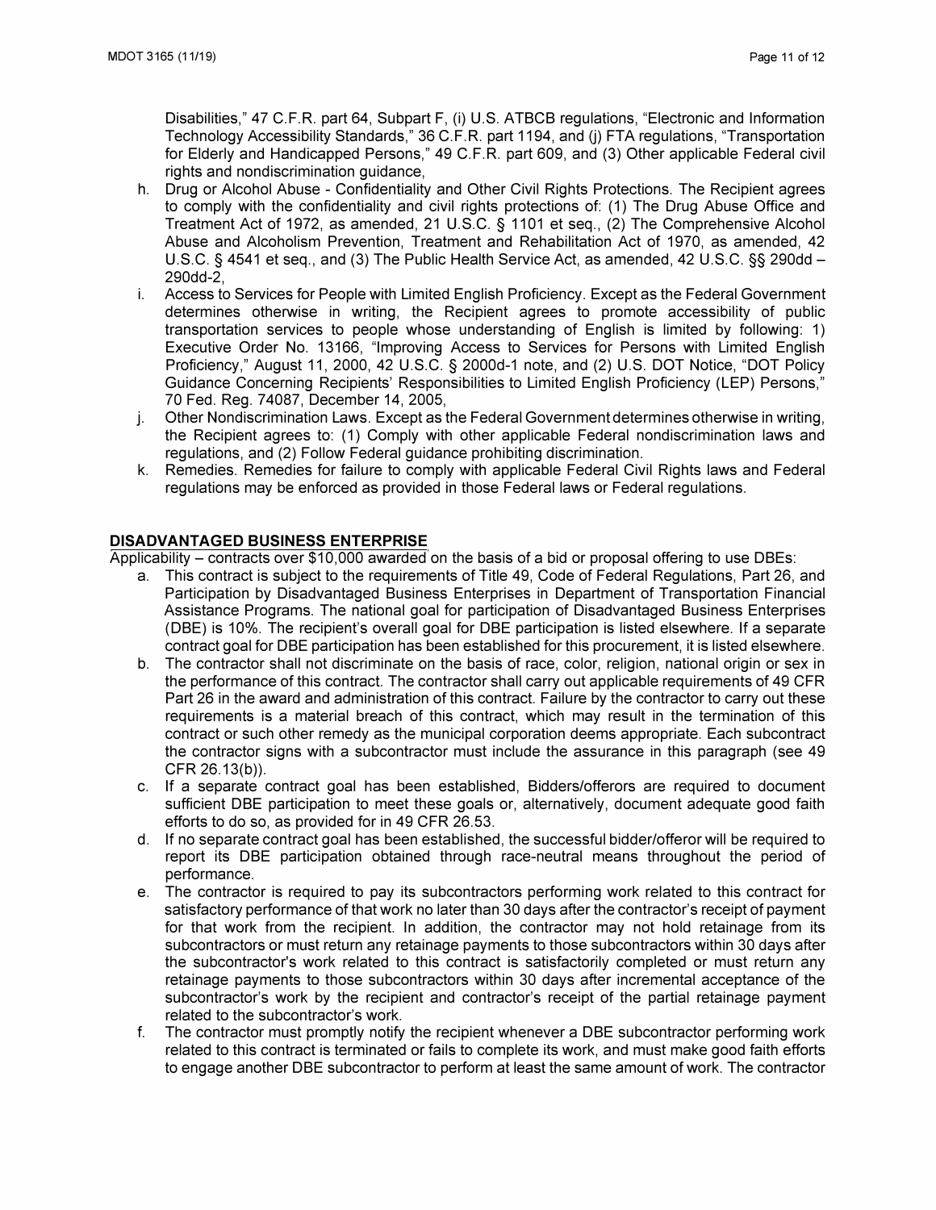Disabilities," 47 C.F.R. part 64, Subpart F, (i) U.S. ATBCB regulations, "Electronic and Information Technology Accessibility Standards," 36 C.F.R. part 1194, and (j) FTA regulations, "Transportation for Elderly and Handicapped Persons," 49 C.F.R. part 609, and (3) Other applicable Federal civil rights and nondiscrimination guidance,

h. Drug or Alcohol Abuse - Confidentiality and Other Civil Rights Protections. The Recipient agrees to comply with the confidentiality and civil rights protections of: (1) The Drug Abuse Office and Treatment Act of 1972, as amended, 21 U.S.C. § 1101 et seq., (2) The Comprehensive Alcohol Abuse and Alcoholism Prevention, Treatment and Rehabilitation Act of 1970, as amended, 42 U.S.C. § 4541 et seq., and (3) The Public Health Service Act, as amended, 42 U.S.C. §§ 290dd – 290dd-2,

i. Access to Services for People with Limited English Proficiency. Except as the Federal Government determines otherwise in writing, the Recipient agrees to promote accessibility of public transportation services to people whose understanding of English is limited by following: 1) Executive Order No. 13166, "Improving Access to Services for Persons with Limited English Proficiency," August 11, 2000, 42 U.S.C. § 2000d-1 note, and (2) U.S. DOT Notice, "DOT Policy Guidance Concerning Recipients' Responsibilities to Limited English Proficiency (LEP) Persons," 70 Fed. Reg. 74087, December 14, 2005,

j. Other Nondiscrimination Laws. Except as the Federal Government determines otherwise in writing, the Recipient agrees to: (1) Comply with other applicable Federal nondiscrimination laws and regulations, and (2) Follow Federal guidance prohibiting discrimination.

k. Remedies. Remedies for failure to comply with applicable Federal Civil Rights laws and Federal regulations may be enforced as provided in those Federal laws or Federal regulations.

## DISADVANTAGED BUSINESS ENTERPRISE

Applicability – contracts over $10,000 awarded on the basis of a bid or proposal offering to use DBEs:

a. This contract is subject to the requirements of Title 49, Code of Federal Regulations, Part 26, and Participation by Disadvantaged Business Enterprises in Department of Transportation Financial Assistance Programs. The national goal for participation of Disadvantaged Business Enterprises (DBE) is 10%. The recipient's overall goal for DBE participation is listed elsewhere. If a separate contract goal for DBE participation has been established for this procurement, it is listed elsewhere.

b. The contractor shall not discriminate on the basis of race, color, religion, national origin or sex in the performance of this contract. The contractor shall carry out applicable requirements of 49 CFR Part 26 in the award and administration of this contract. Failure by the contractor to carry out these requirements is a material breach of this contract, which may result in the termination of this contract or such other remedy as the municipal corporation deems appropriate. Each subcontract the contractor signs with a subcontractor must include the assurance in this paragraph (see 49 CFR 26.13(b)).

c. If a separate contract goal has been established, Bidders/offerors are required to document sufficient DBE participation to meet these goals or, alternatively, document adequate good faith efforts to do so, as provided for in 49 CFR 26.53.

d. If no separate contract goal has been established, the successful bidder/offeror will be required to report its DBE participation obtained through race-neutral means throughout the period of performance.

e. The contractor is required to pay its subcontractors performing work related to this contract for satisfactory performance of that work no later than 30 days after the contractor's receipt of payment for that work from the recipient. In addition, the contractor may not hold retainage from its subcontractors or must return any retainage payments to those subcontractors within 30 days after the subcontractor's work related to this contract is satisfactorily completed or must return any retainage payments to those subcontractors within 30 days after incremental acceptance of the subcontractor's work by the recipient and contractor's receipt of the partial retainage payment related to the subcontractor's work.

f. The contractor must promptly notify the recipient whenever a DBE subcontractor performing work related to this contract is terminated or fails to complete its work, and must make good faith efforts to engage another DBE subcontractor to perform at least the same amount of work. The contractor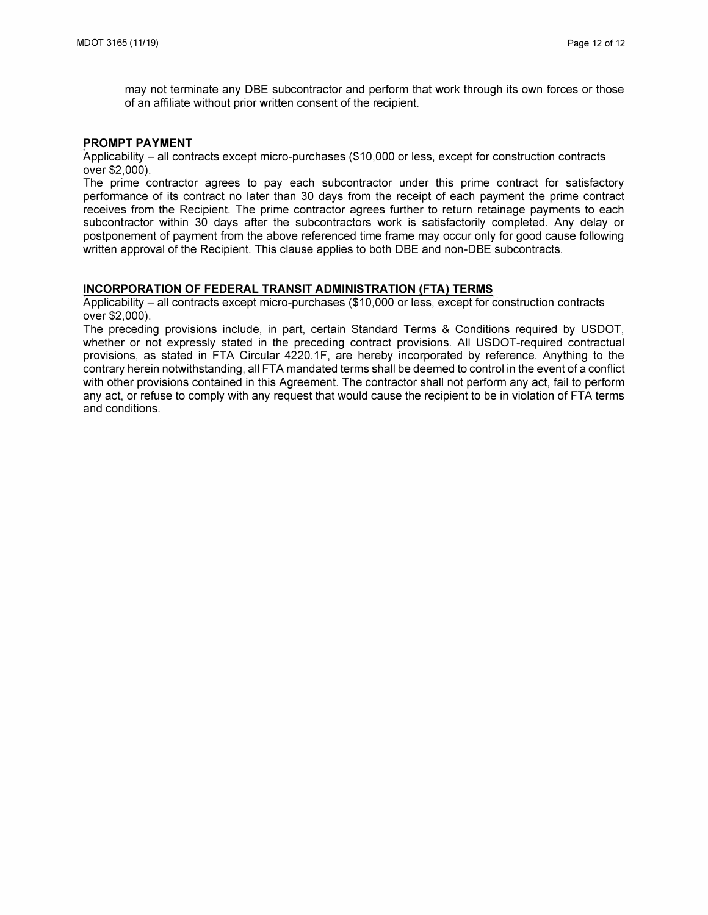may not terminate any DBE subcontractor and perform that work through its own forces or those of an affiliate without prior written consent of the recipient.

## PROMPT PAYMENT

Applicability – all contracts except micro-purchases ($10,000 or less, except for construction contracts over $2,000).

The prime contractor agrees to pay each subcontractor under this prime contract for satisfactory performance of its contract no later than 30 days from the receipt of each payment the prime contract receives from the Recipient. The prime contractor agrees further to return retainage payments to each subcontractor within 30 days after the subcontractors work is satisfactorily completed. Any delay or postponement of payment from the above referenced time frame may occur only for good cause following written approval of the Recipient. This clause applies to both DBE and non-DBE subcontracts.

## INCORPORATION OF FEDERAL TRANSIT ADMINISTRATION (FTA) TERMS

Applicability – all contracts except micro-purchases ($10,000 or less, except for construction contracts over $2,000).

The preceding provisions include, in part, certain Standard Terms & Conditions required by USDOT, whether or not expressly stated in the preceding contract provisions. All USDOT-required contractual provisions, as stated in FTA Circular 4220.1F, are hereby incorporated by reference. Anything to the contrary herein notwithstanding, all FTA mandated terms shall be deemed to control in the event of a conflict with other provisions contained in this Agreement. The contractor shall not perform any act, fail to perform any act, or refuse to comply with any request that would cause the recipient to be in violation of FTA terms and conditions.